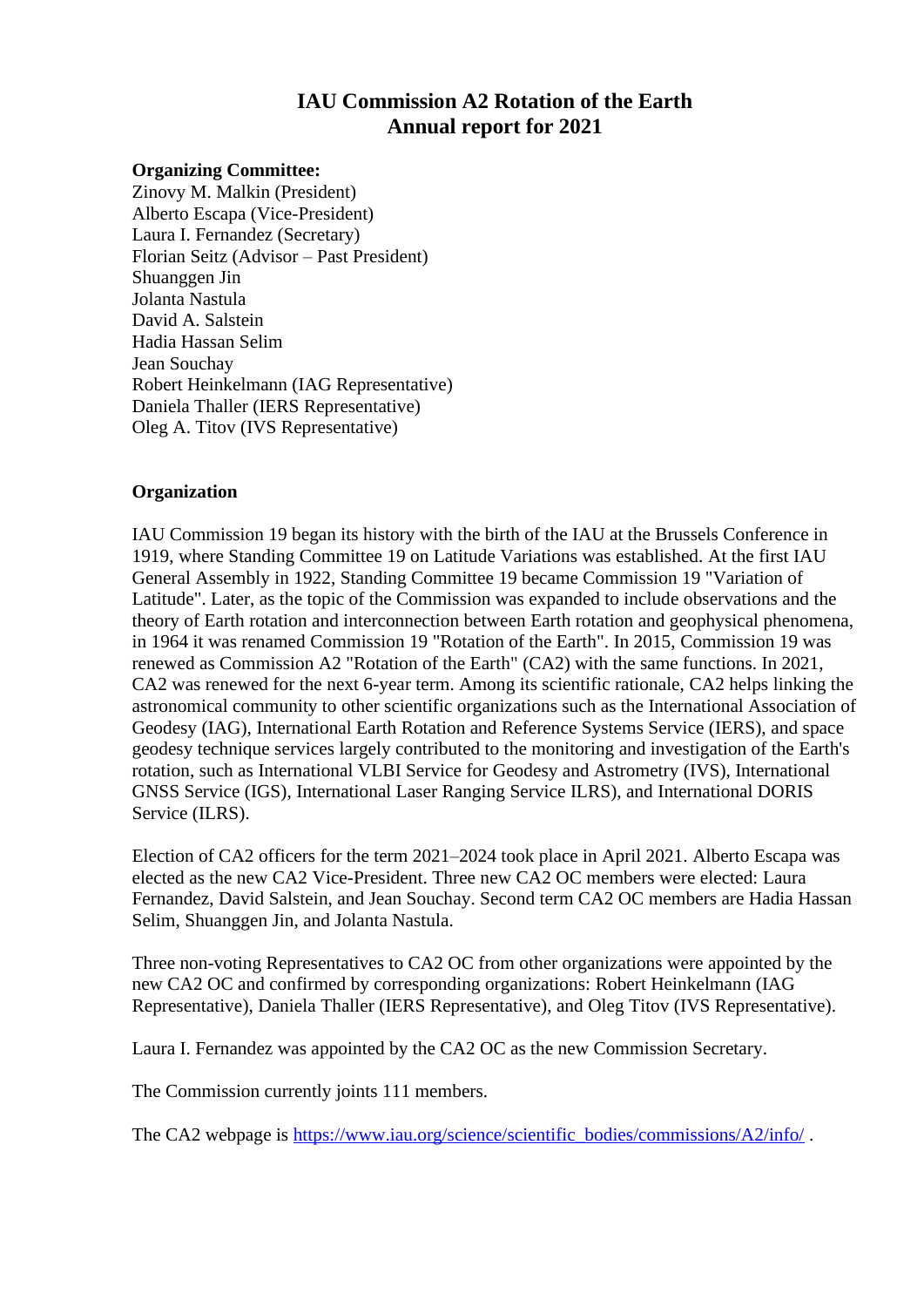# IAU Commission A2 Rotation of the Earth
# Annual report for 2021

**Organizing Committee:**

Zinovy M. Malkin (President)
Alberto Escapa (Vice-President)
Laura I. Fernandez (Secretary)
Florian Seitz (Advisor – Past President)
Shuanggen Jin
Jolanta Nastula
David A. Salstein
Hadia Hassan Selim
Jean Souchay
Robert Heinkelmann (IAG Representative)
Daniela Thaller (IERS Representative)
Oleg A. Titov (IVS Representative)

**Organization**

IAU Commission 19 began its history with the birth of the IAU at the Brussels Conference in 1919, where Standing Committee 19 on Latitude Variations was established. At the first IAU General Assembly in 1922, Standing Committee 19 became Commission 19 "Variation of Latitude". Later, as the topic of the Commission was expanded to include observations and the theory of Earth rotation and interconnection between Earth rotation and geophysical phenomena, in 1964 it was renamed Commission 19 "Rotation of the Earth". In 2015, Commission 19 was renewed as Commission A2 "Rotation of the Earth" (CA2) with the same functions. In 2021, CA2 was renewed for the next 6-year term. Among its scientific rationale, CA2 helps linking the astronomical community to other scientific organizations such as the International Association of Geodesy (IAG), International Earth Rotation and Reference Systems Service (IERS), and space geodesy technique services largely contributed to the monitoring and investigation of the Earth's rotation, such as International VLBI Service for Geodesy and Astrometry (IVS), International GNSS Service (IGS), International Laser Ranging Service ILRS), and International DORIS Service (ILRS).

Election of CA2 officers for the term 2021–2024 took place in April 2021. Alberto Escapa was elected as the new CA2 Vice-President. Three new CA2 OC members were elected: Laura Fernandez, David Salstein, and Jean Souchay. Second term CA2 OC members are Hadia Hassan Selim, Shuanggen Jin, and Jolanta Nastula.

Three non-voting Representatives to CA2 OC from other organizations were appointed by the new CA2 OC and confirmed by corresponding organizations: Robert Heinkelmann (IAG Representative), Daniela Thaller (IERS Representative), and Oleg Titov (IVS Representative).

Laura I. Fernandez was appointed by the CA2 OC as the new Commission Secretary.

The Commission currently joints 111 members.

The CA2 webpage is https://www.iau.org/science/scientific_bodies/commissions/A2/info/ .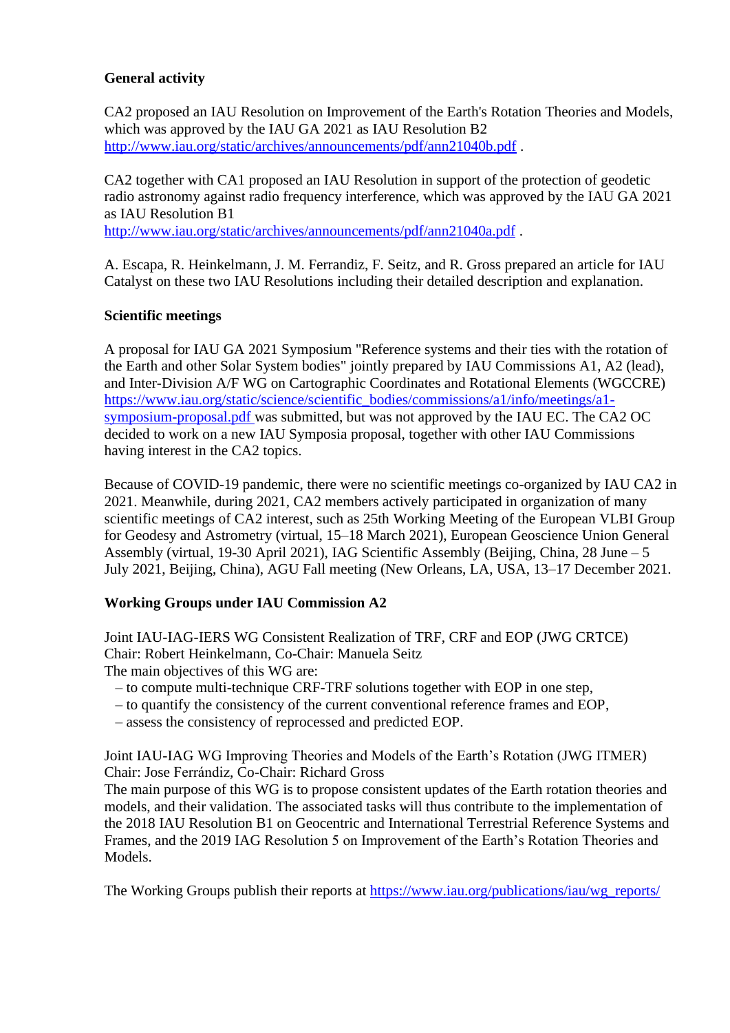**General activity**

CA2 proposed an IAU Resolution on Improvement of the Earth's Rotation Theories and Models, which was approved by the IAU GA 2021 as IAU Resolution B2 [http://www.iau.org/static/archives/announcements/pdf/ann21040b.pdf](http://www.iau.org/static/archives/announcements/pdf/ann21040b.pdf) .

CA2 together with CA1 proposed an IAU Resolution in support of the protection of geodetic radio astronomy against radio frequency interference, which was approved by the IAU GA 2021 as IAU Resolution B1 [http://www.iau.org/static/archives/announcements/pdf/ann21040a.pdf](http://www.iau.org/static/archives/announcements/pdf/ann21040a.pdf) .

A. Escapa, R. Heinkelmann, J. M. Ferrandiz, F. Seitz, and R. Gross prepared an article for IAU Catalyst on these two IAU Resolutions including their detailed description and explanation.

**Scientific meetings**

A proposal for IAU GA 2021 Symposium "Reference systems and their ties with the rotation of the Earth and other Solar System bodies" jointly prepared by IAU Commissions A1, A2 (lead), and Inter-Division A/F WG on Cartographic Coordinates and Rotational Elements (WGCCRE) [https://www.iau.org/static/science/scientific_bodies/commissions/a1/info/meetings/a1-symposium-proposal.pdf](https://www.iau.org/static/science/scientific_bodies/commissions/a1/info/meetings/a1-symposium-proposal.pdf) was submitted, but was not approved by the IAU EC. The CA2 OC decided to work on a new IAU Symposia proposal, together with other IAU Commissions having interest in the CA2 topics.

Because of COVID-19 pandemic, there were no scientific meetings co-organized by IAU CA2 in 2021. Meanwhile, during 2021, CA2 members actively participated in organization of many scientific meetings of CA2 interest, such as 25th Working Meeting of the European VLBI Group for Geodesy and Astrometry (virtual, 15–18 March 2021), European Geoscience Union General Assembly (virtual, 19-30 April 2021), IAG Scientific Assembly (Beijing, China, 28 June – 5 July 2021, Beijing, China), AGU Fall meeting (New Orleans, LA, USA, 13–17 December 2021.

**Working Groups under IAU Commission A2**

Joint IAU-IAG-IERS WG Consistent Realization of TRF, CRF and EOP (JWG CRTCE)
Chair: Robert Heinkelmann, Co-Chair: Manuela Seitz
The main objectives of this WG are:

- to compute multi-technique CRF-TRF solutions together with EOP in one step,
- to quantify the consistency of the current conventional reference frames and EOP,
- assess the consistency of reprocessed and predicted EOP.

Joint IAU-IAG WG Improving Theories and Models of the Earth's Rotation (JWG ITMER)
Chair: Jose Ferrándiz, Co-Chair: Richard Gross
The main purpose of this WG is to propose consistent updates of the Earth rotation theories and models, and their validation. The associated tasks will thus contribute to the implementation of the 2018 IAU Resolution B1 on Geocentric and International Terrestrial Reference Systems and Frames, and the 2019 IAG Resolution 5 on Improvement of the Earth's Rotation Theories and Models.

The Working Groups publish their reports at [https://www.iau.org/publications/iau/wg_reports/](https://www.iau.org/publications/iau/wg_reports/)